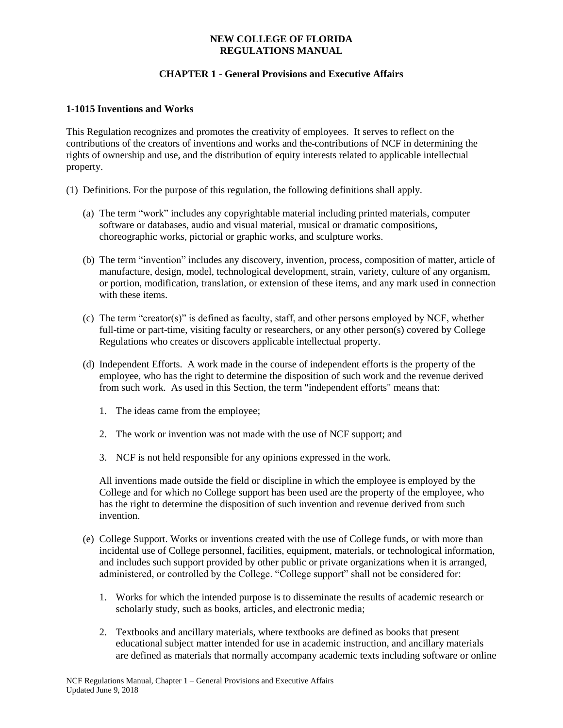# NEW COLLEGE OF FLORIDA
# REGULATIONS MANUAL

## CHAPTER 1 - General Provisions and Executive Affairs

### 1-1015 Inventions and Works

This Regulation recognizes and promotes the creativity of employees. It serves to reflect on the contributions of the creators of inventions and works and the contributions of NCF in determining the rights of ownership and use, and the distribution of equity interests related to applicable intellectual property.

(1) Definitions. For the purpose of this regulation, the following definitions shall apply.

(a) The term "work" includes any copyrightable material including printed materials, computer software or databases, audio and visual material, musical or dramatic compositions, choreographic works, pictorial or graphic works, and sculpture works.

(b) The term "invention" includes any discovery, invention, process, composition of matter, article of manufacture, design, model, technological development, strain, variety, culture of any organism, or portion, modification, translation, or extension of these items, and any mark used in connection with these items.

(c) The term "creator(s)" is defined as faculty, staff, and other persons employed by NCF, whether full-time or part-time, visiting faculty or researchers, or any other person(s) covered by College Regulations who creates or discovers applicable intellectual property.

(d) Independent Efforts. A work made in the course of independent efforts is the property of the employee, who has the right to determine the disposition of such work and the revenue derived from such work. As used in this Section, the term "independent efforts" means that:

1. The ideas came from the employee;

2. The work or invention was not made with the use of NCF support; and

3. NCF is not held responsible for any opinions expressed in the work.

All inventions made outside the field or discipline in which the employee is employed by the College and for which no College support has been used are the property of the employee, who has the right to determine the disposition of such invention and revenue derived from such invention.

(e) College Support. Works or inventions created with the use of College funds, or with more than incidental use of College personnel, facilities, equipment, materials, or technological information, and includes such support provided by other public or private organizations when it is arranged, administered, or controlled by the College. "College support" shall not be considered for:

1. Works for which the intended purpose is to disseminate the results of academic research or scholarly study, such as books, articles, and electronic media;

2. Textbooks and ancillary materials, where textbooks are defined as books that present educational subject matter intended for use in academic instruction, and ancillary materials are defined as materials that normally accompany academic texts including software or online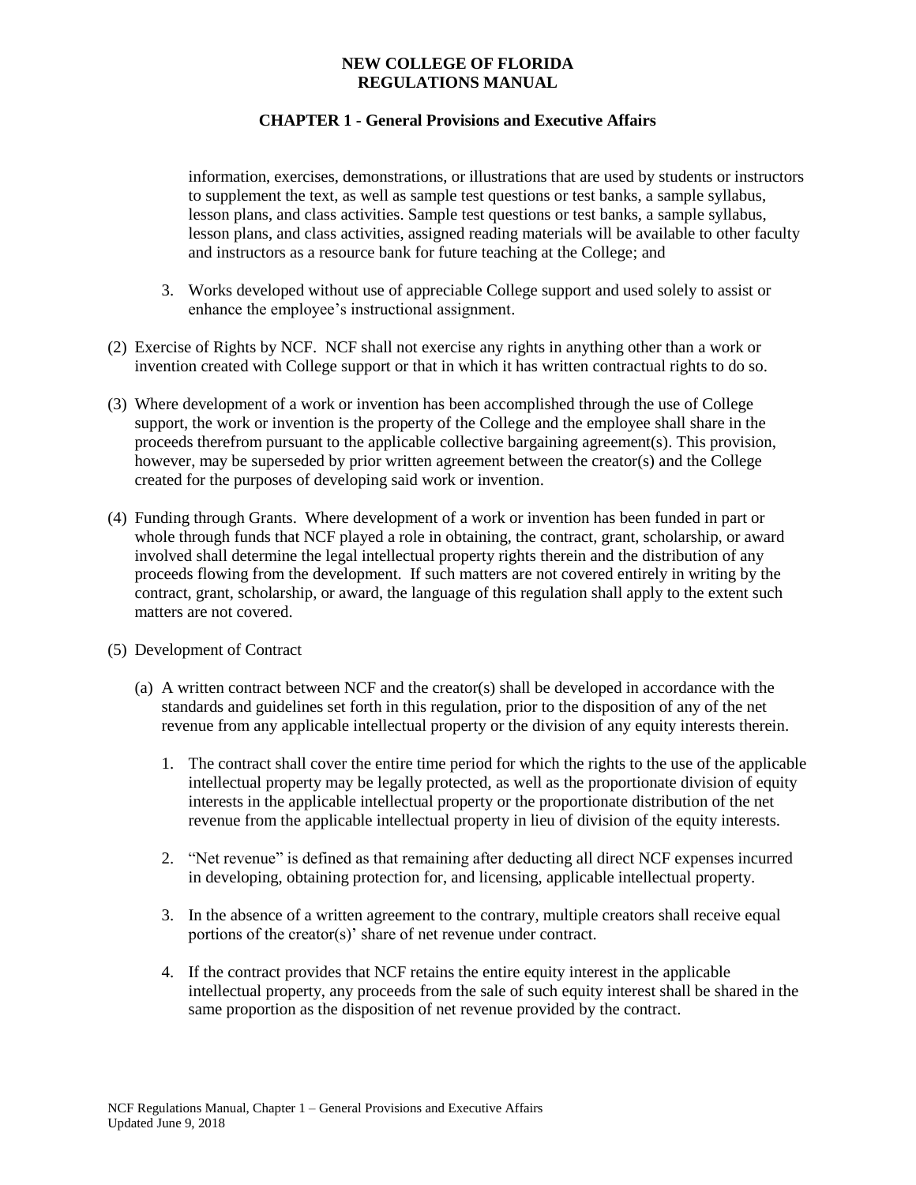information, exercises, demonstrations, or illustrations that are used by students or instructors to supplement the text, as well as sample test questions or test banks, a sample syllabus, lesson plans, and class activities. Sample test questions or test banks, a sample syllabus, lesson plans, and class activities, assigned reading materials will be available to other faculty and instructors as a resource bank for future teaching at the College; and

3. Works developed without use of appreciable College support and used solely to assist or enhance the employee's instructional assignment.

(2) Exercise of Rights by NCF. NCF shall not exercise any rights in anything other than a work or invention created with College support or that in which it has written contractual rights to do so.

(3) Where development of a work or invention has been accomplished through the use of College support, the work or invention is the property of the College and the employee shall share in the proceeds therefrom pursuant to the applicable collective bargaining agreement(s). This provision, however, may be superseded by prior written agreement between the creator(s) and the College created for the purposes of developing said work or invention.

(4) Funding through Grants. Where development of a work or invention has been funded in part or whole through funds that NCF played a role in obtaining, the contract, grant, scholarship, or award involved shall determine the legal intellectual property rights therein and the distribution of any proceeds flowing from the development. If such matters are not covered entirely in writing by the contract, grant, scholarship, or award, the language of this regulation shall apply to the extent such matters are not covered.

(5) Development of Contract

(a) A written contract between NCF and the creator(s) shall be developed in accordance with the standards and guidelines set forth in this regulation, prior to the disposition of any of the net revenue from any applicable intellectual property or the division of any equity interests therein.

1. The contract shall cover the entire time period for which the rights to the use of the applicable intellectual property may be legally protected, as well as the proportionate division of equity interests in the applicable intellectual property or the proportionate distribution of the net revenue from the applicable intellectual property in lieu of division of the equity interests.

2. "Net revenue" is defined as that remaining after deducting all direct NCF expenses incurred in developing, obtaining protection for, and licensing, applicable intellectual property.

3. In the absence of a written agreement to the contrary, multiple creators shall receive equal portions of the creator(s)' share of net revenue under contract.

4. If the contract provides that NCF retains the entire equity interest in the applicable intellectual property, any proceeds from the sale of such equity interest shall be shared in the same proportion as the disposition of net revenue provided by the contract.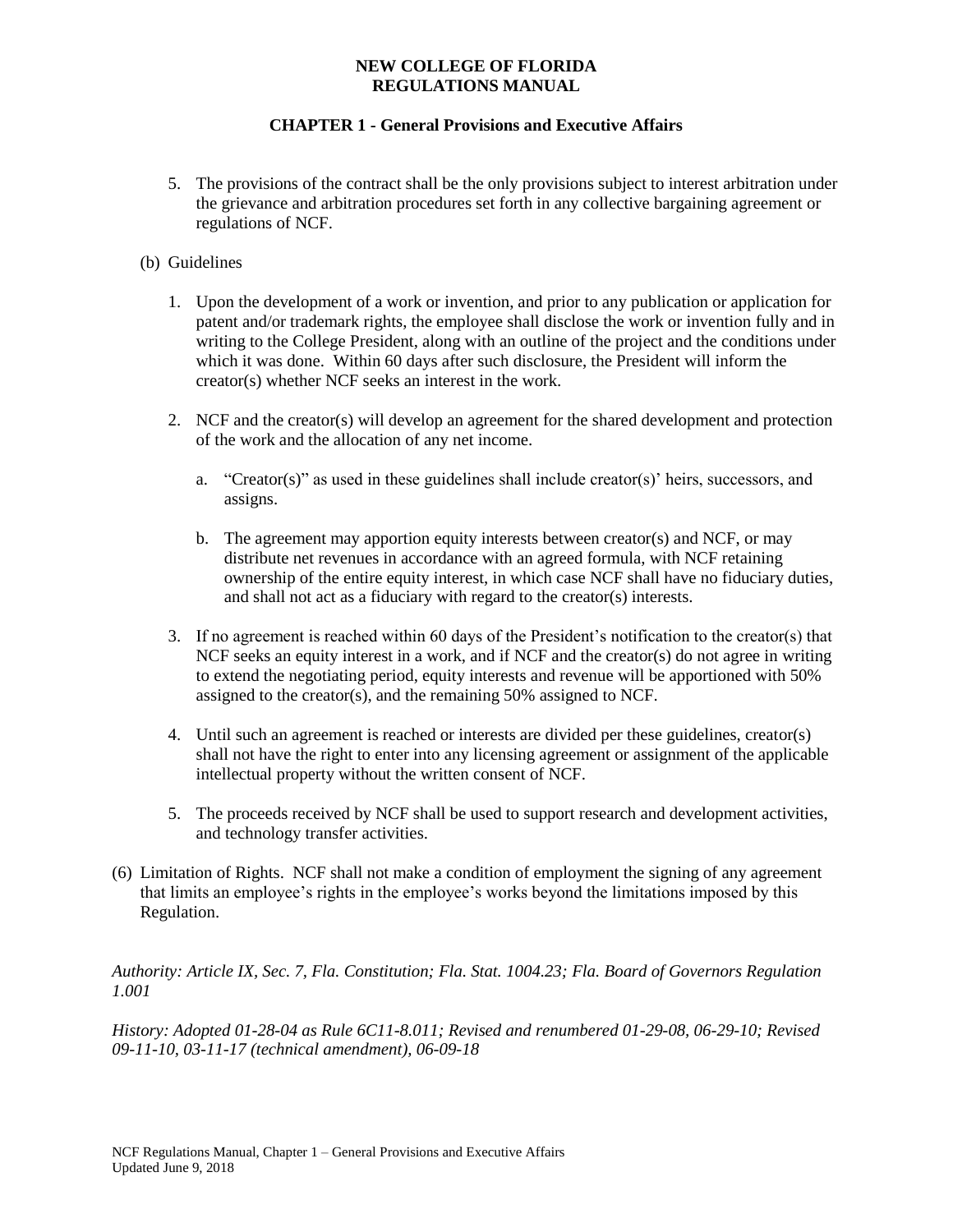5. The provisions of the contract shall be the only provisions subject to interest arbitration under the grievance and arbitration procedures set forth in any collective bargaining agreement or regulations of NCF.

(b) Guidelines

1. Upon the development of a work or invention, and prior to any publication or application for patent and/or trademark rights, the employee shall disclose the work or invention fully and in writing to the College President, along with an outline of the project and the conditions under which it was done. Within 60 days after such disclosure, the President will inform the creator(s) whether NCF seeks an interest in the work.

2. NCF and the creator(s) will develop an agreement for the shared development and protection of the work and the allocation of any net income.

   a. "Creator(s)" as used in these guidelines shall include creator(s)' heirs, successors, and assigns.

   b. The agreement may apportion equity interests between creator(s) and NCF, or may distribute net revenues in accordance with an agreed formula, with NCF retaining ownership of the entire equity interest, in which case NCF shall have no fiduciary duties, and shall not act as a fiduciary with regard to the creator(s) interests.

3. If no agreement is reached within 60 days of the President's notification to the creator(s) that NCF seeks an equity interest in a work, and if NCF and the creator(s) do not agree in writing to extend the negotiating period, equity interests and revenue will be apportioned with 50% assigned to the creator(s), and the remaining 50% assigned to NCF.

4. Until such an agreement is reached or interests are divided per these guidelines, creator(s) shall not have the right to enter into any licensing agreement or assignment of the applicable intellectual property without the written consent of NCF.

5. The proceeds received by NCF shall be used to support research and development activities, and technology transfer activities.

(6) Limitation of Rights. NCF shall not make a condition of employment the signing of any agreement that limits an employee's rights in the employee's works beyond the limitations imposed by this Regulation.

*Authority: Article IX, Sec. 7, Fla. Constitution; Fla. Stat. 1004.23; Fla. Board of Governors Regulation 1.001*

*History: Adopted 01-28-04 as Rule 6C11-8.011; Revised and renumbered 01-29-08, 06-29-10; Revised 09-11-10, 03-11-17 (technical amendment), 06-09-18*